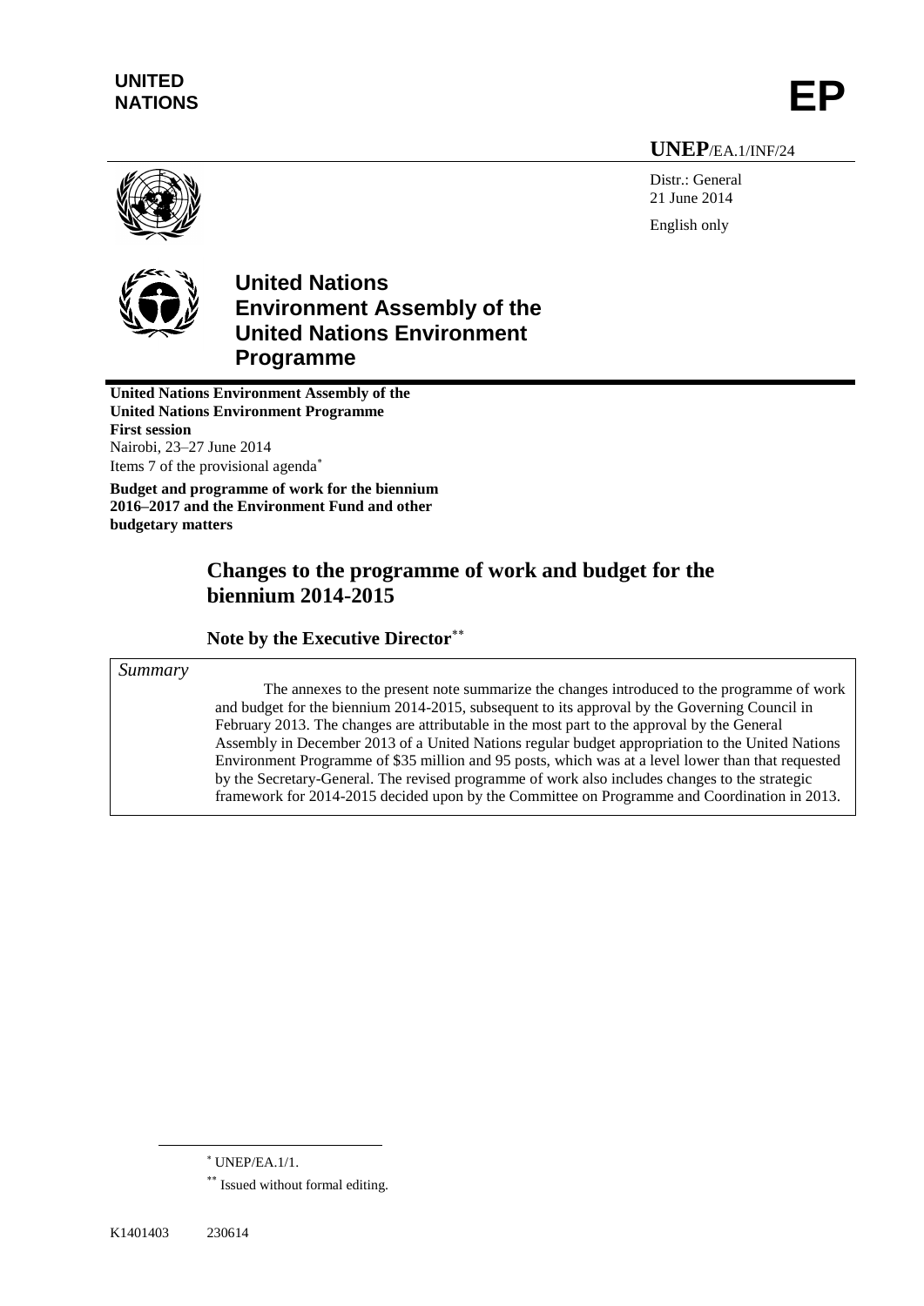**UNITED NATIONS** **EP**

**UNEP**/EA.1/INF/24

Distr.: General
21 June 2014

English only

# United Nations Environment Assembly of the United Nations Environment Programme

**United Nations Environment Assembly of the United Nations Environment Programme**
**First session**
Nairobi, 23–27 June 2014
Items 7 of the provisional agenda*

**Budget and programme of work for the biennium 2016–2017 and the Environment Fund and other budgetary matters**

## Changes to the programme of work and budget for the biennium 2014-2015

### Note by the Executive Director**

*Summary*

The annexes to the present note summarize the changes introduced to the programme of work and budget for the biennium 2014-2015, subsequent to its approval by the Governing Council in February 2013. The changes are attributable in the most part to the approval by the General Assembly in December 2013 of a United Nations regular budget appropriation to the United Nations Environment Programme of $35 million and 95 posts, which was at a level lower than that requested by the Secretary-General. The revised programme of work also includes changes to the strategic framework for 2014-2015 decided upon by the Committee on Programme and Coordination in 2013.

* UNEP/EA.1/1.

** Issued without formal editing.

K1401403 230614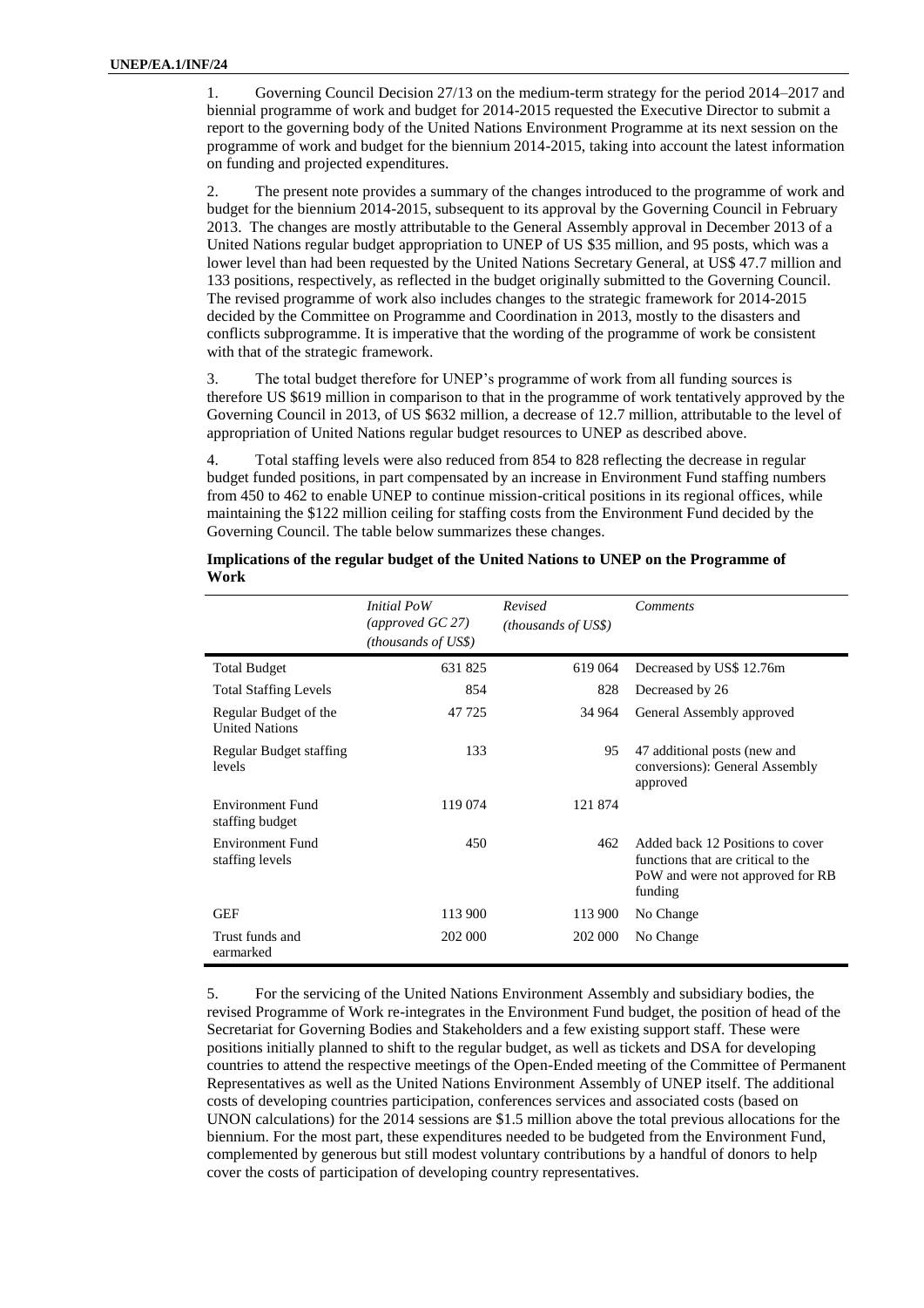1. Governing Council Decision 27/13 on the medium-term strategy for the period 2014–2017 and biennial programme of work and budget for 2014-2015 requested the Executive Director to submit a report to the governing body of the United Nations Environment Programme at its next session on the programme of work and budget for the biennium 2014-2015, taking into account the latest information on funding and projected expenditures.

2. The present note provides a summary of the changes introduced to the programme of work and budget for the biennium 2014-2015, subsequent to its approval by the Governing Council in February 2013. The changes are mostly attributable to the General Assembly approval in December 2013 of a United Nations regular budget appropriation to UNEP of US $35 million, and 95 posts, which was a lower level than had been requested by the United Nations Secretary General, at US$ 47.7 million and 133 positions, respectively, as reflected in the budget originally submitted to the Governing Council. The revised programme of work also includes changes to the strategic framework for 2014-2015 decided by the Committee on Programme and Coordination in 2013, mostly to the disasters and conflicts subprogramme. It is imperative that the wording of the programme of work be consistent with that of the strategic framework.

3. The total budget therefore for UNEP's programme of work from all funding sources is therefore US $619 million in comparison to that in the programme of work tentatively approved by the Governing Council in 2013, of US $632 million, a decrease of 12.7 million, attributable to the level of appropriation of United Nations regular budget resources to UNEP as described above.

4. Total staffing levels were also reduced from 854 to 828 reflecting the decrease in regular budget funded positions, in part compensated by an increase in Environment Fund staffing numbers from 450 to 462 to enable UNEP to continue mission-critical positions in its regional offices, while maintaining the $122 million ceiling for staffing costs from the Environment Fund decided by the Governing Council. The table below summarizes these changes.

**Implications of the regular budget of the United Nations to UNEP on the Programme of Work**

| | *Initial PoW (approved GC 27) (thousands of US$)* | *Revised (thousands of US$)* | *Comments* |
|---|---|---|---|
| Total Budget | 631 825 | 619 064 | Decreased by US$ 12.76m |
| Total Staffing Levels | 854 | 828 | Decreased by 26 |
| Regular Budget of the United Nations | 47 725 | 34 964 | General Assembly approved |
| Regular Budget staffing levels | 133 | 95 | 47 additional posts (new and conversions): General Assembly approved |
| Environment Fund staffing budget | 119 074 | 121 874 | |
| Environment Fund staffing levels | 450 | 462 | Added back 12 Positions to cover functions that are critical to the PoW and were not approved for RB funding |
| GEF | 113 900 | 113 900 | No Change |
| Trust funds and earmarked | 202 000 | 202 000 | No Change |

5. For the servicing of the United Nations Environment Assembly and subsidiary bodies, the revised Programme of Work re-integrates in the Environment Fund budget, the position of head of the Secretariat for Governing Bodies and Stakeholders and a few existing support staff. These were positions initially planned to shift to the regular budget, as well as tickets and DSA for developing countries to attend the respective meetings of the Open-Ended meeting of the Committee of Permanent Representatives as well as the United Nations Environment Assembly of UNEP itself. The additional costs of developing countries participation, conferences services and associated costs (based on UNON calculations) for the 2014 sessions are $1.5 million above the total previous allocations for the biennium. For the most part, these expenditures needed to be budgeted from the Environment Fund, complemented by generous but still modest voluntary contributions by a handful of donors to help cover the costs of participation of developing country representatives.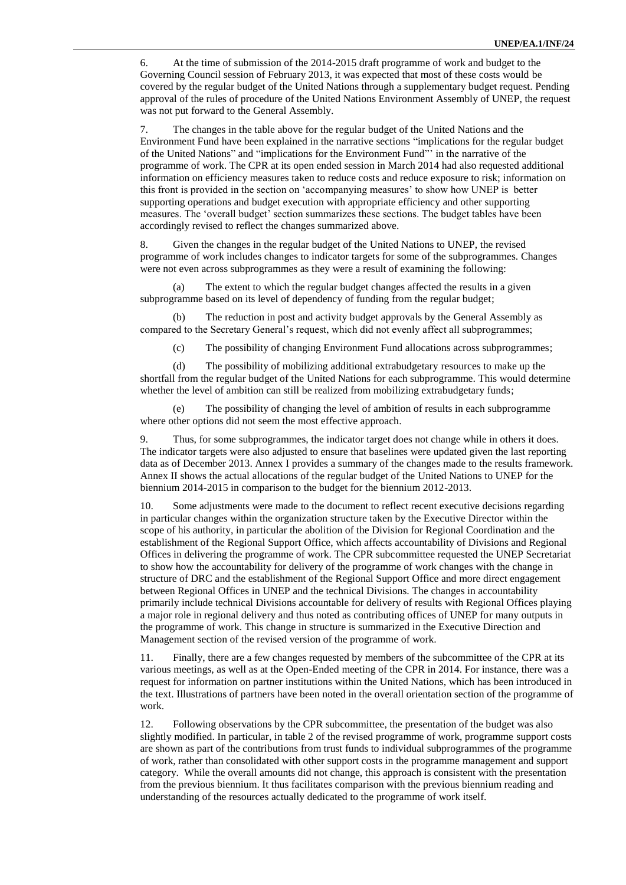6. At the time of submission of the 2014-2015 draft programme of work and budget to the Governing Council session of February 2013, it was expected that most of these costs would be covered by the regular budget of the United Nations through a supplementary budget request. Pending approval of the rules of procedure of the United Nations Environment Assembly of UNEP, the request was not put forward to the General Assembly.

7. The changes in the table above for the regular budget of the United Nations and the Environment Fund have been explained in the narrative sections "implications for the regular budget of the United Nations" and "implications for the Environment Fund"' in the narrative of the programme of work. The CPR at its open ended session in March 2014 had also requested additional information on efficiency measures taken to reduce costs and reduce exposure to risk; information on this front is provided in the section on 'accompanying measures' to show how UNEP is better supporting operations and budget execution with appropriate efficiency and other supporting measures. The 'overall budget' section summarizes these sections. The budget tables have been accordingly revised to reflect the changes summarized above.

8. Given the changes in the regular budget of the United Nations to UNEP, the revised programme of work includes changes to indicator targets for some of the subprogrammes. Changes were not even across subprogrammes as they were a result of examining the following:

(a) The extent to which the regular budget changes affected the results in a given subprogramme based on its level of dependency of funding from the regular budget;

(b) The reduction in post and activity budget approvals by the General Assembly as compared to the Secretary General's request, which did not evenly affect all subprogrammes;

(c) The possibility of changing Environment Fund allocations across subprogrammes;

(d) The possibility of mobilizing additional extrabudgetary resources to make up the shortfall from the regular budget of the United Nations for each subprogramme. This would determine whether the level of ambition can still be realized from mobilizing extrabudgetary funds;

(e) The possibility of changing the level of ambition of results in each subprogramme where other options did not seem the most effective approach.

9. Thus, for some subprogrammes, the indicator target does not change while in others it does. The indicator targets were also adjusted to ensure that baselines were updated given the last reporting data as of December 2013. Annex I provides a summary of the changes made to the results framework. Annex II shows the actual allocations of the regular budget of the United Nations to UNEP for the biennium 2014-2015 in comparison to the budget for the biennium 2012-2013.

10. Some adjustments were made to the document to reflect recent executive decisions regarding in particular changes within the organization structure taken by the Executive Director within the scope of his authority, in particular the abolition of the Division for Regional Coordination and the establishment of the Regional Support Office, which affects accountability of Divisions and Regional Offices in delivering the programme of work. The CPR subcommittee requested the UNEP Secretariat to show how the accountability for delivery of the programme of work changes with the change in structure of DRC and the establishment of the Regional Support Office and more direct engagement between Regional Offices in UNEP and the technical Divisions. The changes in accountability primarily include technical Divisions accountable for delivery of results with Regional Offices playing a major role in regional delivery and thus noted as contributing offices of UNEP for many outputs in the programme of work. This change in structure is summarized in the Executive Direction and Management section of the revised version of the programme of work.

11. Finally, there are a few changes requested by members of the subcommittee of the CPR at its various meetings, as well as at the Open-Ended meeting of the CPR in 2014. For instance, there was a request for information on partner institutions within the United Nations, which has been introduced in the text. Illustrations of partners have been noted in the overall orientation section of the programme of work.

12. Following observations by the CPR subcommittee, the presentation of the budget was also slightly modified. In particular, in table 2 of the revised programme of work, programme support costs are shown as part of the contributions from trust funds to individual subprogrammes of the programme of work, rather than consolidated with other support costs in the programme management and support category. While the overall amounts did not change, this approach is consistent with the presentation from the previous biennium. It thus facilitates comparison with the previous biennium reading and understanding of the resources actually dedicated to the programme of work itself.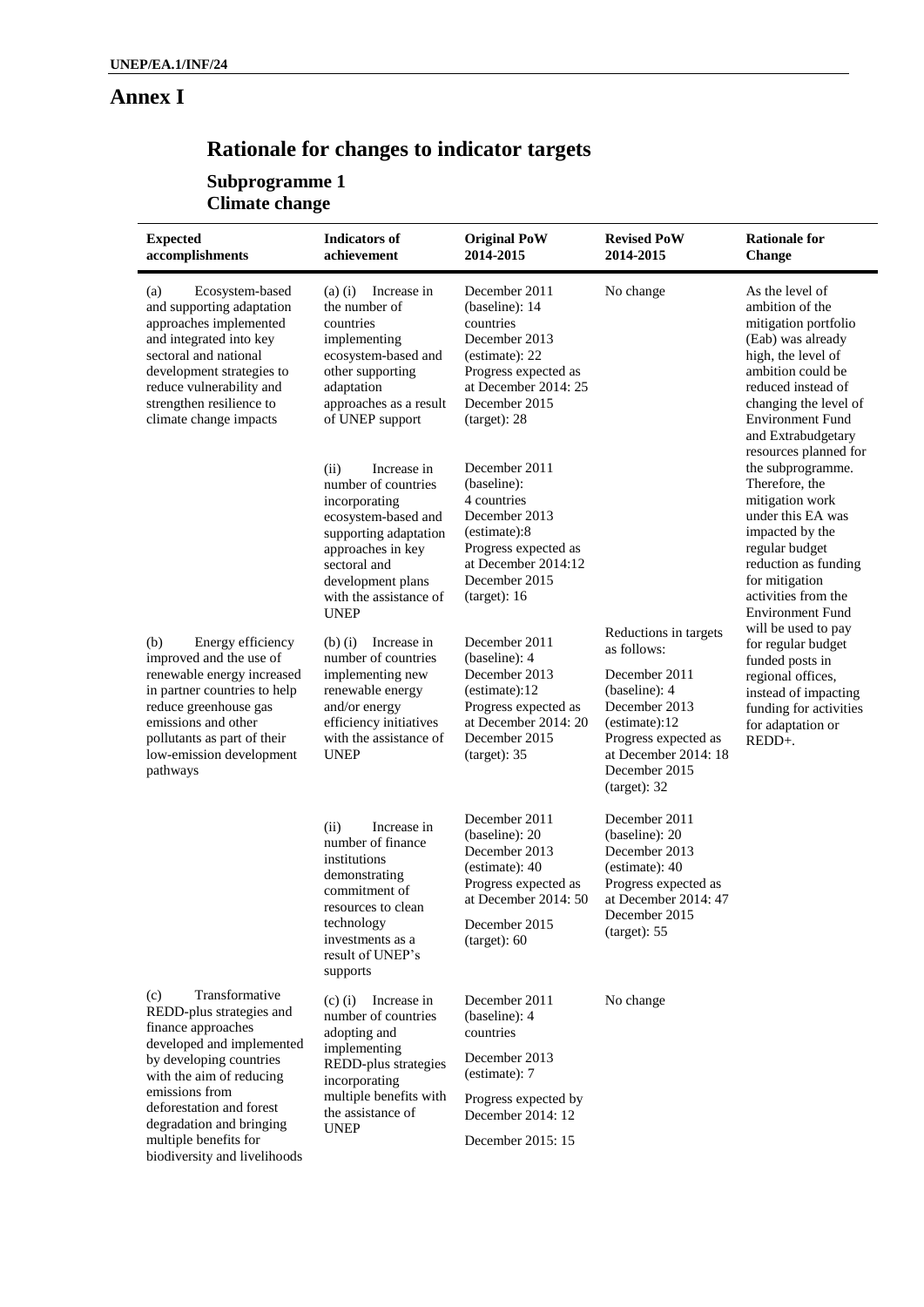# Annex I

## Rationale for changes to indicator targets

### Subprogramme 1
### Climate change

| Expected accomplishments | Indicators of achievement | Original PoW 2014-2015 | Revised PoW 2014-2015 | Rationale for Change |
|---|---|---|---|---|
| (a) Ecosystem-based and supporting adaptation approaches implemented and integrated into key sectoral and national development strategies to reduce vulnerability and strengthen resilience to climate change impacts | (a) (i) Increase in the number of countries implementing ecosystem-based and other supporting adaptation approaches as a result of UNEP support | December 2011 (baseline): 14 countries December 2013 (estimate): 22 Progress expected as at December 2014: 25 December 2015 (target): 28 | No change | As the level of ambition of the mitigation portfolio (Eab) was already high, the level of ambition could be reduced instead of changing the level of Environment Fund and Extrabudgetary resources planned for the subprogramme. Therefore, the mitigation work under this EA was impacted by the regular budget reduction as funding for mitigation activities from the Environment Fund will be used to pay for regular budget funded posts in regional offices, instead of impacting funding for activities for adaptation or REDD+. |
| | (ii) Increase in number of countries incorporating ecosystem-based and supporting adaptation approaches in key sectoral and development plans with the assistance of UNEP | December 2011 (baseline): 4 countries December 2013 (estimate):8 Progress expected as at December 2014:12 December 2015 (target): 16 | | |
| (b) Energy efficiency improved and the use of renewable energy increased in partner countries to help reduce greenhouse gas emissions and other pollutants as part of their low-emission development pathways | (b) (i) Increase in number of countries implementing new renewable energy and/or energy efficiency initiatives with the assistance of UNEP | December 2011 (baseline): 4 December 2013 (estimate):12 Progress expected as at December 2014: 20 December 2015 (target): 35 | Reductions in targets as follows: December 2011 (baseline): 4 December 2013 (estimate):12 Progress expected as at December 2014: 18 December 2015 (target): 32 | |
| | (ii) Increase in number of finance institutions demonstrating commitment of resources to clean technology investments as a result of UNEP's supports | December 2011 (baseline): 20 December 2013 (estimate): 40 Progress expected as at December 2014: 50 December 2015 (target): 60 | December 2011 (baseline): 20 December 2013 (estimate): 40 Progress expected as at December 2014: 47 December 2015 (target): 55 | |
| (c) Transformative REDD-plus strategies and finance approaches developed and implemented by developing countries with the aim of reducing emissions from deforestation and forest degradation and bringing multiple benefits for biodiversity and livelihoods | (c) (i) Increase in number of countries adopting and implementing REDD-plus strategies incorporating multiple benefits with the assistance of UNEP | December 2011 (baseline): 4 countries December 2013 (estimate): 7 Progress expected by December 2014: 12 December 2015: 15 | No change | |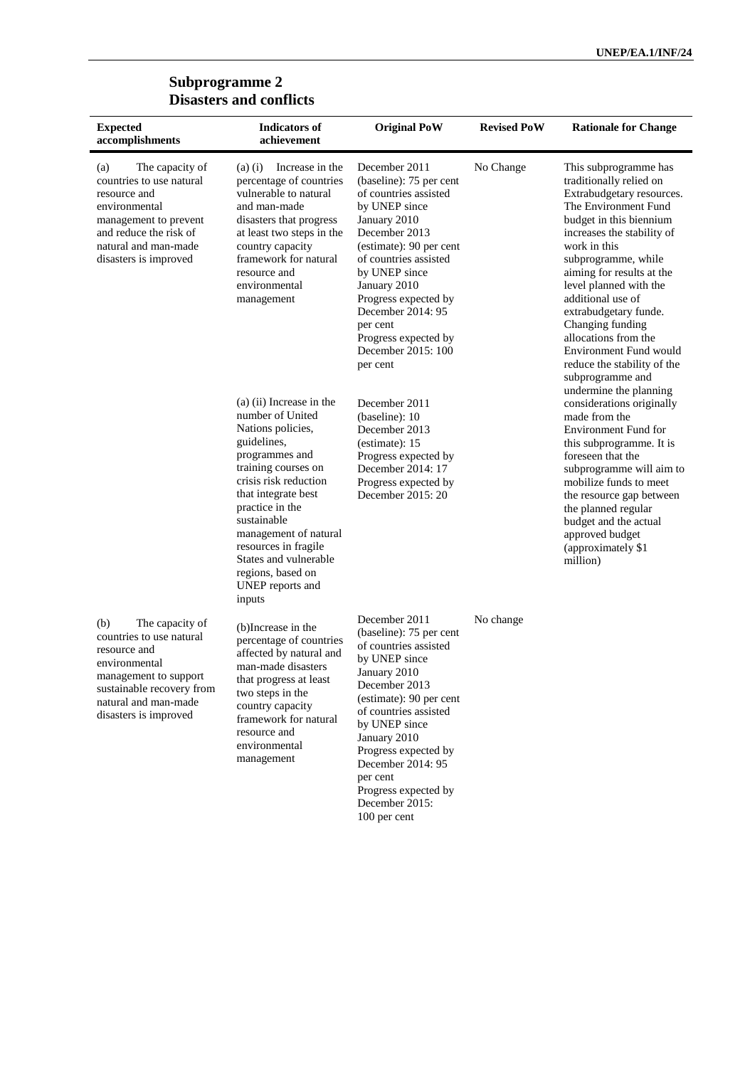## Subprogramme 2
## Disasters and conflicts

| Expected accomplishments | Indicators of achievement | Original PoW | Revised PoW | Rationale for Change |
|---|---|---|---|---|
| (a) The capacity of countries to use natural resource and environmental management to prevent and reduce the risk of natural and man-made disasters is improved | (a) (i) Increase in the percentage of countries vulnerable to natural and man-made disasters that progress at least two steps in the country capacity framework for natural resource and environmental management | December 2011 (baseline): 75 per cent of countries assisted by UNEP since January 2010<br>December 2013 (estimate): 90 per cent of countries assisted by UNEP since January 2010<br>Progress expected by December 2014: 95 per cent<br>Progress expected by December 2015: 100 per cent | No Change | This subprogramme has traditionally relied on Extrabudgetary resources. The Environment Fund budget in this biennium increases the stability of work in this subprogramme, while aiming for results at the level planned with the additional use of extrabudgetary funde. Changing funding allocations from the Environment Fund would reduce the stability of the subprogramme and undermine the planning considerations originally made from the Environment Fund for this subprogramme. It is foreseen that the subprogramme will aim to mobilize funds to meet the resource gap between the planned regular budget and the actual approved budget (approximately $1 million) |
| | (a) (ii) Increase in the number of United Nations policies, guidelines, programmes and training courses on crisis risk reduction that integrate best practice in the sustainable management of natural resources in fragile States and vulnerable regions, based on UNEP reports and inputs | December 2011 (baseline): 10<br>December 2013 (estimate): 15<br>Progress expected by December 2014: 17<br>Progress expected by December 2015: 20 | | |
| (b) The capacity of countries to use natural resource and environmental management to support sustainable recovery from natural and man-made disasters is improved | (b)Increase in the percentage of countries affected by natural and man-made disasters that progress at least two steps in the country capacity framework for natural resource and environmental management | December 2011 (baseline): 75 per cent of countries assisted by UNEP since January 2010<br>December 2013 (estimate): 90 per cent of countries assisted by UNEP since January 2010<br>Progress expected by December 2014: 95 per cent<br>Progress expected by December 2015: 100 per cent | No change | |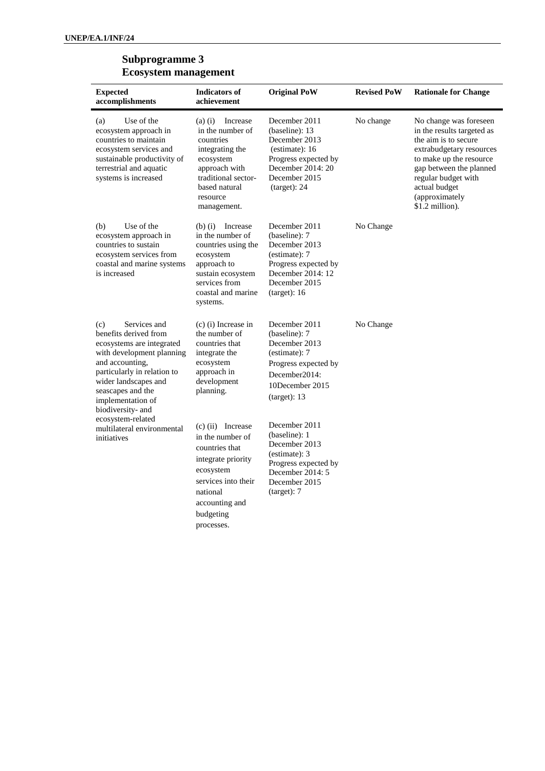## Subprogramme 3
## Ecosystem management

| Expected accomplishments | Indicators of achievement | Original PoW | Revised PoW | Rationale for Change |
|---|---|---|---|---|
| (a) Use of the ecosystem approach in countries to maintain ecosystem services and sustainable productivity of terrestrial and aquatic systems is increased | (a) (i) Increase in the number of countries integrating the ecosystem approach with traditional sector-based natural resource management. | December 2011 (baseline): 13 December 2013 (estimate): 16 Progress expected by December 2014: 20 December 2015 (target): 24 | No change | No change was foreseen in the results targeted as the aim is to secure extrabudgetary resources to make up the resource gap between the planned regular budget with actual budget (approximately $1.2 million). |
| (b) Use of the ecosystem approach in countries to sustain ecosystem services from coastal and marine systems is increased | (b) (i) Increase in the number of countries using the ecosystem approach to sustain ecosystem services from coastal and marine systems. | December 2011 (baseline): 7 December 2013 (estimate): 7 Progress expected by December 2014: 12 December 2015 (target): 16 | No Change | |
| (c) Services and benefits derived from ecosystems are integrated with development planning and accounting, particularly in relation to wider landscapes and seascapes and the implementation of biodiversity- and ecosystem-related multilateral environmental initiatives | (c) (i) Increase in the number of countries that integrate the ecosystem approach in development planning. | December 2011 (baseline): 7 December 2013 (estimate): 7 Progress expected by December2014: 10December 2015 (target): 13 | No Change | |
| | (c) (ii) Increase in the number of countries that integrate priority ecosystem services into their national accounting and budgeting processes. | December 2011 (baseline): 1 December 2013 (estimate): 3 Progress expected by December 2014: 5 December 2015 (target): 7 | | |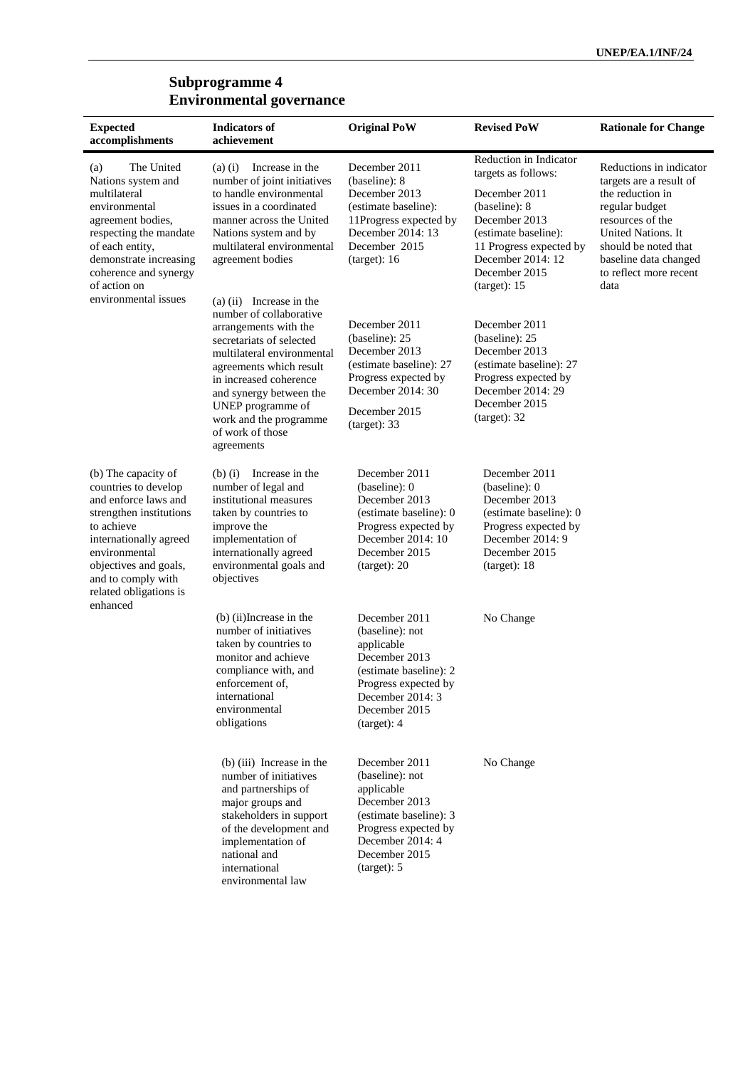## Subprogramme 4
## Environmental governance

| Expected accomplishments | Indicators of achievement | Original PoW | Revised PoW | Rationale for Change |
|---|---|---|---|---|
| (a) The United Nations system and multilateral environmental agreement bodies, respecting the mandate of each entity, demonstrate increasing coherence and synergy of action on environmental issues | (a) (i) Increase in the number of joint initiatives to handle environmental issues in a coordinated manner across the United Nations system and by multilateral environmental agreement bodies | December 2011 (baseline): 8<br>December 2013 (estimate baseline): 11Progress expected by December 2014: 13<br>December 2015 (target): 16 | Reduction in Indicator targets as follows:<br>December 2011 (baseline): 8<br>December 2013 (estimate baseline): 11 Progress expected by December 2014: 12<br>December 2015 (target): 15 | Reductions in indicator targets are a result of the reduction in regular budget resources of the United Nations. It should be noted that baseline data changed to reflect more recent data |
| | (a) (ii) Increase in the number of collaborative arrangements with the secretariats of selected multilateral environmental agreements which result in increased coherence and synergy between the UNEP programme of work and the programme of work of those agreements | December 2011 (baseline): 25<br>December 2013 (estimate baseline): 27<br>Progress expected by December 2014: 30<br>December 2015 (target): 33 | December 2011 (baseline): 25<br>December 2013 (estimate baseline): 27<br>Progress expected by December 2014: 29<br>December 2015 (target): 32 | |
| (b) The capacity of countries to develop and enforce laws and strengthen institutions to achieve internationally agreed environmental objectives and goals, and to comply with related obligations is enhanced | (b) (i) Increase in the number of legal and institutional measures taken by countries to improve the implementation of internationally agreed environmental goals and objectives | December 2011 (baseline): 0<br>December 2013 (estimate baseline): 0<br>Progress expected by December 2014: 10<br>December 2015 (target): 20 | December 2011 (baseline): 0<br>December 2013 (estimate baseline): 0<br>Progress expected by December 2014: 9<br>December 2015 (target): 18 | |
| | (b) (ii)Increase in the number of initiatives taken by countries to monitor and achieve compliance with, and enforcement of, international environmental obligations | December 2011 (baseline): not applicable<br>December 2013 (estimate baseline): 2<br>Progress expected by December 2014: 3<br>December 2015 (target): 4 | No Change | |
| | (b) (iii) Increase in the number of initiatives and partnerships of major groups and stakeholders in support of the development and implementation of national and international environmental law | December 2011 (baseline): not applicable<br>December 2013 (estimate baseline): 3<br>Progress expected by December 2014: 4<br>December 2015 (target): 5 | No Change | |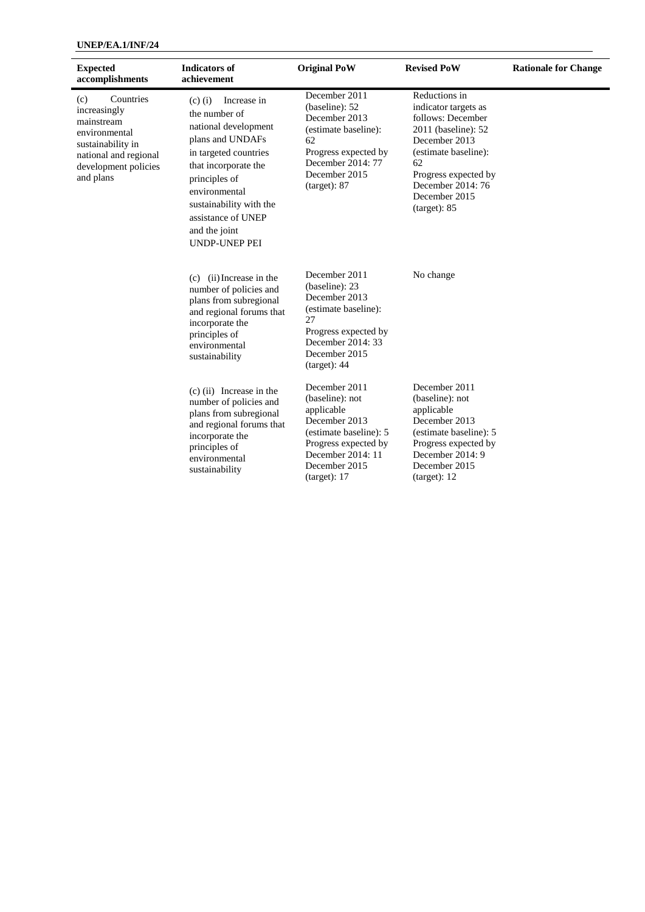| Expected accomplishments | Indicators of achievement | Original PoW | Revised PoW | Rationale for Change |
| --- | --- | --- | --- | --- |
| (c) Countries increasingly mainstream environmental sustainability in national and regional development policies and plans | (c) (i) Increase in the number of national development plans and UNDAFs in targeted countries that incorporate the principles of environmental sustainability with the assistance of UNEP and the joint UNDP-UNEP PEI | December 2011 (baseline): 52<br>December 2013 (estimate baseline): 62<br>Progress expected by December 2014: 77<br>December 2015 (target): 87 | Reductions in indicator targets as follows: December 2011 (baseline): 52<br>December 2013 (estimate baseline): 62<br>Progress expected by December 2014: 76<br>December 2015 (target): 85 | |
| | (c) (ii) Increase in the number of policies and plans from subregional and regional forums that incorporate the principles of environmental sustainability | December 2011 (baseline): 23<br>December 2013 (estimate baseline): 27<br>Progress expected by December 2014: 33<br>December 2015 (target): 44 | No change | |
| | (c) (ii) Increase in the number of policies and plans from subregional and regional forums that incorporate the principles of environmental sustainability | December 2011 (baseline): not applicable<br>December 2013 (estimate baseline): 5<br>Progress expected by December 2014: 11<br>December 2015 (target): 17 | December 2011 (baseline): not applicable<br>December 2013 (estimate baseline): 5<br>Progress expected by December 2014: 9<br>December 2015 (target): 12 | |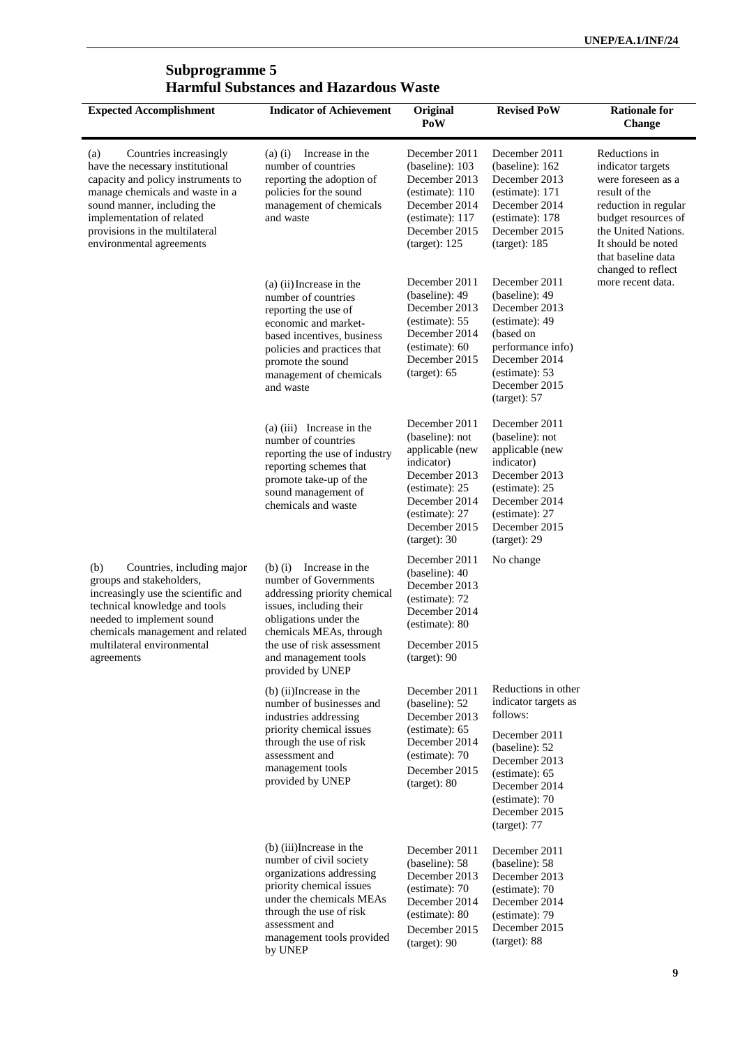## Subprogramme 5
## Harmful Substances and Hazardous Waste

| Expected Accomplishment | Indicator of Achievement | Original PoW | Revised PoW | Rationale for Change |
|---|---|---|---|---|
| (a) Countries increasingly have the necessary institutional capacity and policy instruments to manage chemicals and waste in a sound manner, including the implementation of related provisions in the multilateral environmental agreements | (a) (i) Increase in the number of countries reporting the adoption of policies for the sound management of chemicals and waste | December 2011 (baseline): 103 December 2013 (estimate): 110 December 2014 (estimate): 117 December 2015 (target): 125 | December 2011 (baseline): 162 December 2013 (estimate): 171 December 2014 (estimate): 178 December 2015 (target): 185 | Reductions in indicator targets were foreseen as a result of the reduction in regular budget resources of the United Nations. It should be noted that baseline data changed to reflect more recent data. |
| | (a) (ii) Increase in the number of countries reporting the use of economic and market-based incentives, business policies and practices that promote the sound management of chemicals and waste | December 2011 (baseline): 49 December 2013 (estimate): 55 December 2014 (estimate): 60 December 2015 (target): 65 | December 2011 (baseline): 49 December 2013 (estimate): 49 (based on performance info) December 2014 (estimate): 53 December 2015 (target): 57 | |
| | (a) (iii) Increase in the number of countries reporting the use of industry reporting schemes that promote take-up of the sound management of chemicals and waste | December 2011 (baseline): not applicable (new indicator) December 2013 (estimate): 25 December 2014 (estimate): 27 December 2015 (target): 30 | December 2011 (baseline): not applicable (new indicator) December 2013 (estimate): 25 December 2014 (estimate): 27 December 2015 (target): 29 | |
| (b) Countries, including major groups and stakeholders, increasingly use the scientific and technical knowledge and tools needed to implement sound chemicals management and related multilateral environmental agreements | (b) (i) Increase in the number of Governments addressing priority chemical issues, including their obligations under the chemicals MEAs, through the use of risk assessment and management tools provided by UNEP | December 2011 (baseline): 40 December 2013 (estimate): 72 December 2014 (estimate): 80 December 2015 (target): 90 | No change | |
| | (b) (ii) Increase in the number of businesses and industries addressing priority chemical issues through the use of risk assessment and management tools provided by UNEP | December 2011 (baseline): 52 December 2013 (estimate): 65 December 2014 (estimate): 70 December 2015 (target): 80 | Reductions in other indicator targets as follows: December 2011 (baseline): 52 December 2013 (estimate): 65 December 2014 (estimate): 70 December 2015 (target): 77 | |
| | (b) (iii) Increase in the number of civil society organizations addressing priority chemical issues under the chemicals MEAs through the use of risk assessment and management tools provided by UNEP | December 2011 (baseline): 58 December 2013 (estimate): 70 December 2014 (estimate): 80 December 2015 (target): 90 | December 2011 (baseline): 58 December 2013 (estimate): 70 December 2014 (estimate): 79 December 2015 (target): 88 | |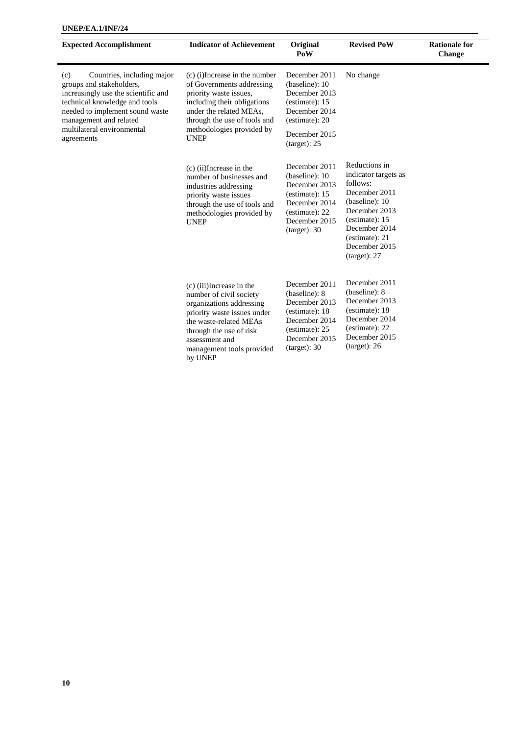| Expected Accomplishment | Indicator of Achievement | Original PoW | Revised PoW | Rationale for Change |
|---|---|---|---|---|
| (c) Countries, including major groups and stakeholders, increasingly use the scientific and technical knowledge and tools needed to implement sound waste management and related multilateral environmental agreements | (c) (i)Increase in the number of Governments addressing priority waste issues, including their obligations under the related MEAs, through the use of tools and methodologies provided by UNEP | December 2011 (baseline): 10<br>December 2013 (estimate): 15<br>December 2014 (estimate): 20<br>December 2015 (target): 25 | No change | |
| | (c) (ii)Increase in the number of businesses and industries addressing priority waste issues through the use of tools and methodologies provided by UNEP | December 2011 (baseline): 10<br>December 2013 (estimate): 15<br>December 2014 (estimate): 22<br>December 2015 (target): 30 | Reductions in indicator targets as follows:<br>December 2011 (baseline): 10<br>December 2013 (estimate): 15<br>December 2014 (estimate): 21<br>December 2015 (target): 27 | |
| | (c) (iii)Increase in the number of civil society organizations addressing priority waste issues under the waste-related MEAs through the use of risk assessment and management tools provided by UNEP | December 2011 (baseline): 8<br>December 2013 (estimate): 18<br>December 2014 (estimate): 25<br>December 2015 (target): 30 | December 2011 (baseline): 8<br>December 2013 (estimate): 18<br>December 2014 (estimate): 22<br>December 2015 (target): 26 | |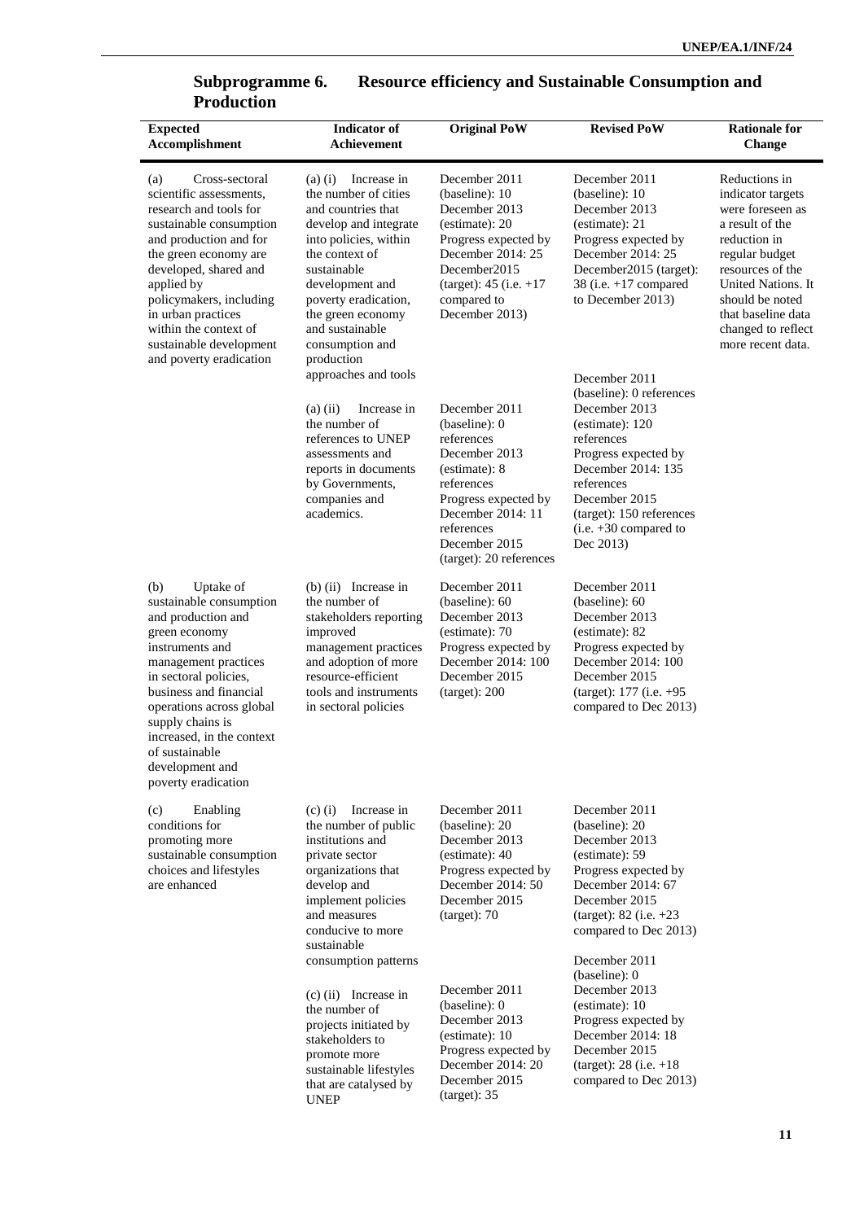## Subprogramme 6. Resource efficiency and Sustainable Consumption and Production

| Expected Accomplishment | Indicator of Achievement | Original PoW | Revised PoW | Rationale for Change |
|---|---|---|---|---|
| (a) Cross-sectoral scientific assessments, research and tools for sustainable consumption and production and for the green economy are developed, shared and applied by policymakers, including in urban practices within the context of sustainable development and poverty eradication | (a) (i) Increase in the number of cities and countries that develop and integrate into policies, within the context of sustainable development and poverty eradication, the green economy and sustainable consumption and production approaches and tools | December 2011 (baseline): 10<br>December 2013 (estimate): 20<br>Progress expected by December 2014: 25<br>December2015 (target): 45 (i.e. +17 compared to December 2013) | December 2011 (baseline): 10<br>December 2013 (estimate): 21<br>Progress expected by December 2014: 25<br>December2015 (target): 38 (i.e. +17 compared to December 2013) | Reductions in indicator targets were foreseen as a result of the reduction in regular budget resources of the United Nations. It should be noted that baseline data changed to reflect more recent data. |
| | (a) (ii) Increase in the number of references to UNEP assessments and reports in documents by Governments, companies and academics. | December 2011 (baseline): 0 references<br>December 2013 (estimate): 8 references<br>Progress expected by December 2014: 11 references<br>December 2015 (target): 20 references | December 2011 (baseline): 0 references<br>December 2013 (estimate): 120 references<br>Progress expected by December 2014: 135 references<br>December 2015 (target): 150 references (i.e. +30 compared to Dec 2013) | |
| (b) Uptake of sustainable consumption and production and green economy instruments and management practices in sectoral policies, business and financial operations across global supply chains is increased, in the context of sustainable development and poverty eradication | (b) (ii) Increase in the number of stakeholders reporting improved management practices and adoption of more resource-efficient tools and instruments in sectoral policies | December 2011 (baseline): 60<br>December 2013 (estimate): 70<br>Progress expected by December 2014: 100<br>December 2015 (target): 200 | December 2011 (baseline): 60<br>December 2013 (estimate): 82<br>Progress expected by December 2014: 100<br>December 2015 (target): 177 (i.e. +95 compared to Dec 2013) | |
| (c) Enabling conditions for promoting more sustainable consumption choices and lifestyles are enhanced | (c) (i) Increase in the number of public institutions and private sector organizations that develop and implement policies and measures conducive to more sustainable consumption patterns | December 2011 (baseline): 20<br>December 2013 (estimate): 40<br>Progress expected by December 2014: 50<br>December 2015 (target): 70 | December 2011 (baseline): 20<br>December 2013 (estimate): 59<br>Progress expected by December 2014: 67<br>December 2015 (target): 82 (i.e. +23 compared to Dec 2013) | |
| | (c) (ii) Increase in the number of projects initiated by stakeholders to promote more sustainable lifestyles that are catalysed by UNEP | December 2011 (baseline): 0<br>December 2013 (estimate): 10<br>Progress expected by December 2014: 20<br>December 2015 (target): 35 | December 2011 (baseline): 0<br>December 2013 (estimate): 10<br>Progress expected by December 2014: 18<br>December 2015 (target): 28 (i.e. +18 compared to Dec 2013) | |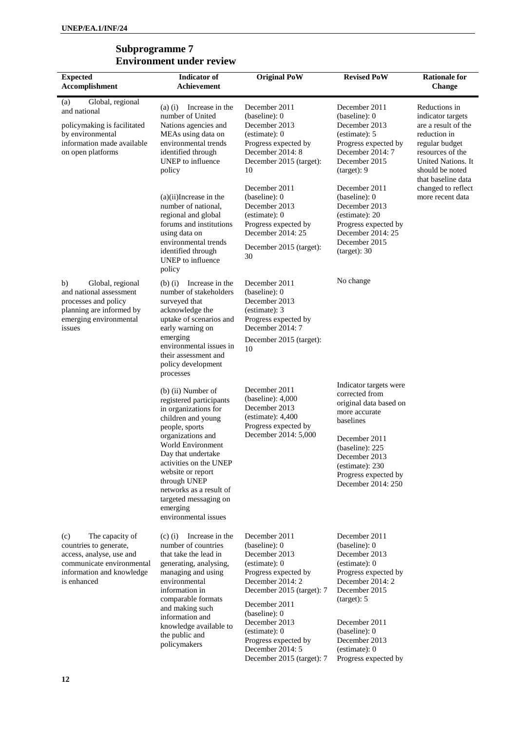## Subprogramme 7
## Environment under review

| Expected Accomplishment | Indicator of Achievement | Original PoW | Revised PoW | Rationale for Change |
|---|---|---|---|---|
| (a) Global, regional and national policymaking is facilitated by environmental information made available on open platforms | (a) (i) Increase in the number of United Nations agencies and MEAs using data on environmental trends identified through UNEP to influence policy | December 2011 (baseline): 0<br>December 2013 (estimate): 0<br>Progress expected by December 2014: 8<br>December 2015 (target): 10 | December 2011 (baseline): 0<br>December 2013 (estimate): 5<br>Progress expected by December 2014: 7<br>December 2015 (target): 9 | Reductions in indicator targets are a result of the reduction in regular budget resources of the United Nations. It should be noted that baseline data changed to reflect more recent data |
| | (a)(ii)Increase in the number of national, regional and global forums and institutions using data on environmental trends identified through UNEP to influence policy | December 2011 (baseline): 0<br>December 2013 (estimate): 0<br>Progress expected by December 2014: 25<br>December 2015 (target): 30 | December 2011 (baseline): 0<br>December 2013 (estimate): 20<br>Progress expected by December 2014: 25<br>December 2015 (target): 30 | |
| b) Global, regional and national assessment processes and policy planning are informed by emerging environmental issues | (b) (i) Increase in the number of stakeholders surveyed that acknowledge the uptake of scenarios and early warning on emerging environmental issues in their assessment and policy development processes | December 2011 (baseline): 0<br>December 2013 (estimate): 3<br>Progress expected by December 2014: 7<br>December 2015 (target): 10 | No change | |
| | (b) (ii) Number of registered participants in organizations for children and young people, sports organizations and World Environment Day that undertake activities on the UNEP website or report through UNEP networks as a result of targeted messaging on emerging environmental issues | December 2011 (baseline): 4,000<br>December 2013 (estimate): 4,400<br>Progress expected by December 2014: 5,000 | Indicator targets were corrected from original data based on more accurate baselines<br>December 2011 (baseline): 225<br>December 2013 (estimate): 230<br>Progress expected by December 2014: 250 | |
| (c) The capacity of countries to generate, access, analyse, use and communicate environmental information and knowledge is enhanced | (c) (i) Increase in the number of countries that take the lead in generating, analysing, managing and using environmental information in comparable formats and making such information and knowledge available to the public and policymakers | December 2011 (baseline): 0<br>December 2013 (estimate): 0<br>Progress expected by December 2014: 2<br>December 2015 (target): 7<br><br>December 2011 (baseline): 0<br>December 2013 (estimate): 0<br>Progress expected by December 2014: 5<br>December 2015 (target): 7 | December 2011 (baseline): 0<br>December 2013 (estimate): 0<br>Progress expected by December 2014: 2<br>December 2015 (target): 5<br><br>December 2011 (baseline): 0<br>December 2013 (estimate): 0<br>Progress expected by | |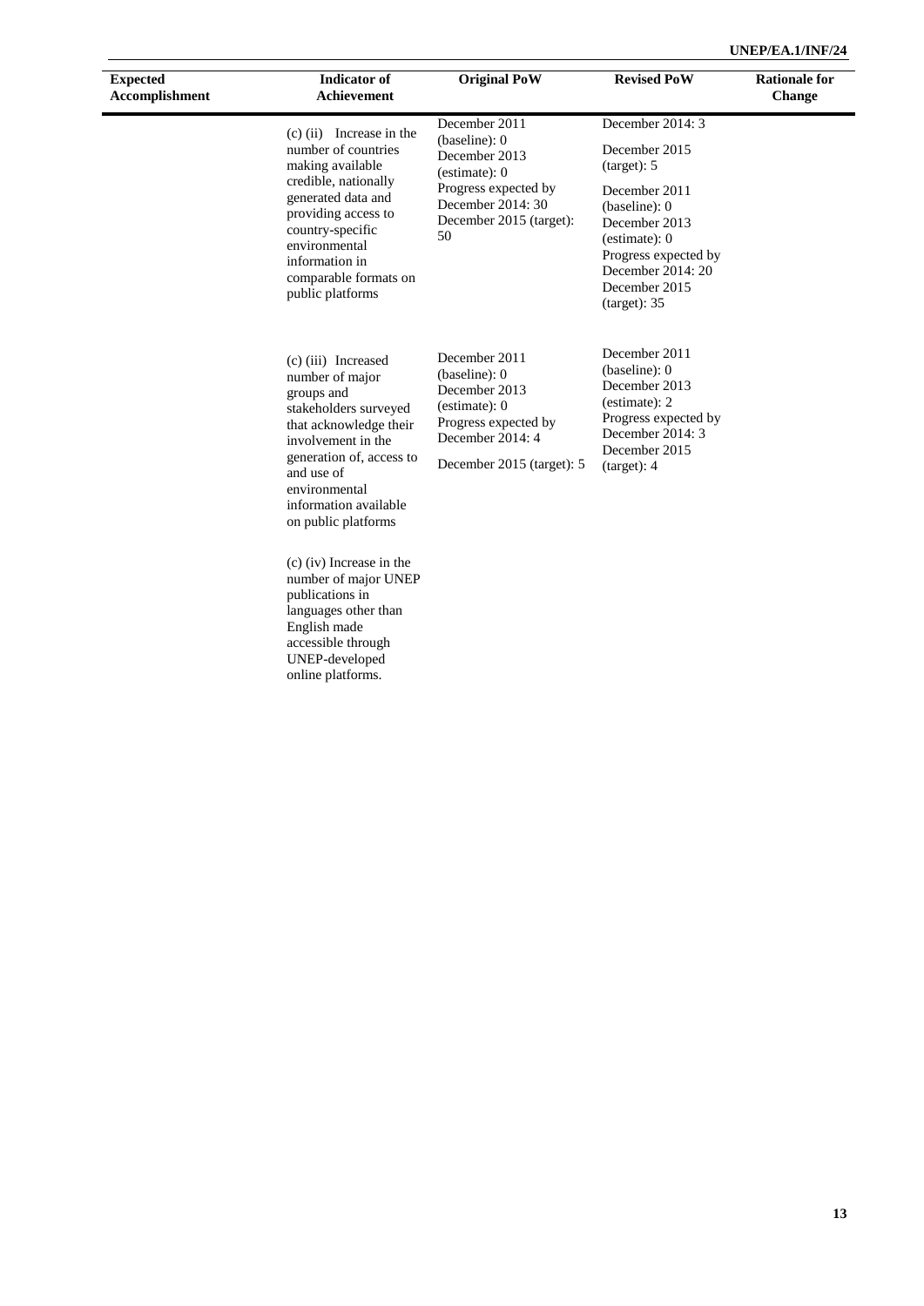| Expected Accomplishment | Indicator of Achievement | Original PoW | Revised PoW | Rationale for Change |
|---|---|---|---|---|
| | | | December 2014: 3<br><br>December 2015 (target): 5 | |
| | (c) (ii) Increase in the number of countries making available credible, nationally generated data and providing access to country-specific environmental information in comparable formats on public platforms | December 2011 (baseline): 0<br>December 2013 (estimate): 0<br>Progress expected by December 2014: 30<br>December 2015 (target): 50 | December 2011 (baseline): 0<br>December 2013 (estimate): 0<br>Progress expected by December 2014: 20<br>December 2015 (target): 35 | |
| | (c) (iii) Increased number of major groups and stakeholders surveyed that acknowledge their involvement in the generation of, access to and use of environmental information available on public platforms | December 2011 (baseline): 0<br>December 2013 (estimate): 0<br>Progress expected by December 2014: 4<br><br>December 2015 (target): 5 | December 2011 (baseline): 0<br>December 2013 (estimate): 2<br>Progress expected by December 2014: 3<br>December 2015 (target): 4 | |
| | (c) (iv) Increase in the number of major UNEP publications in languages other than English made accessible through UNEP-developed online platforms. | | | |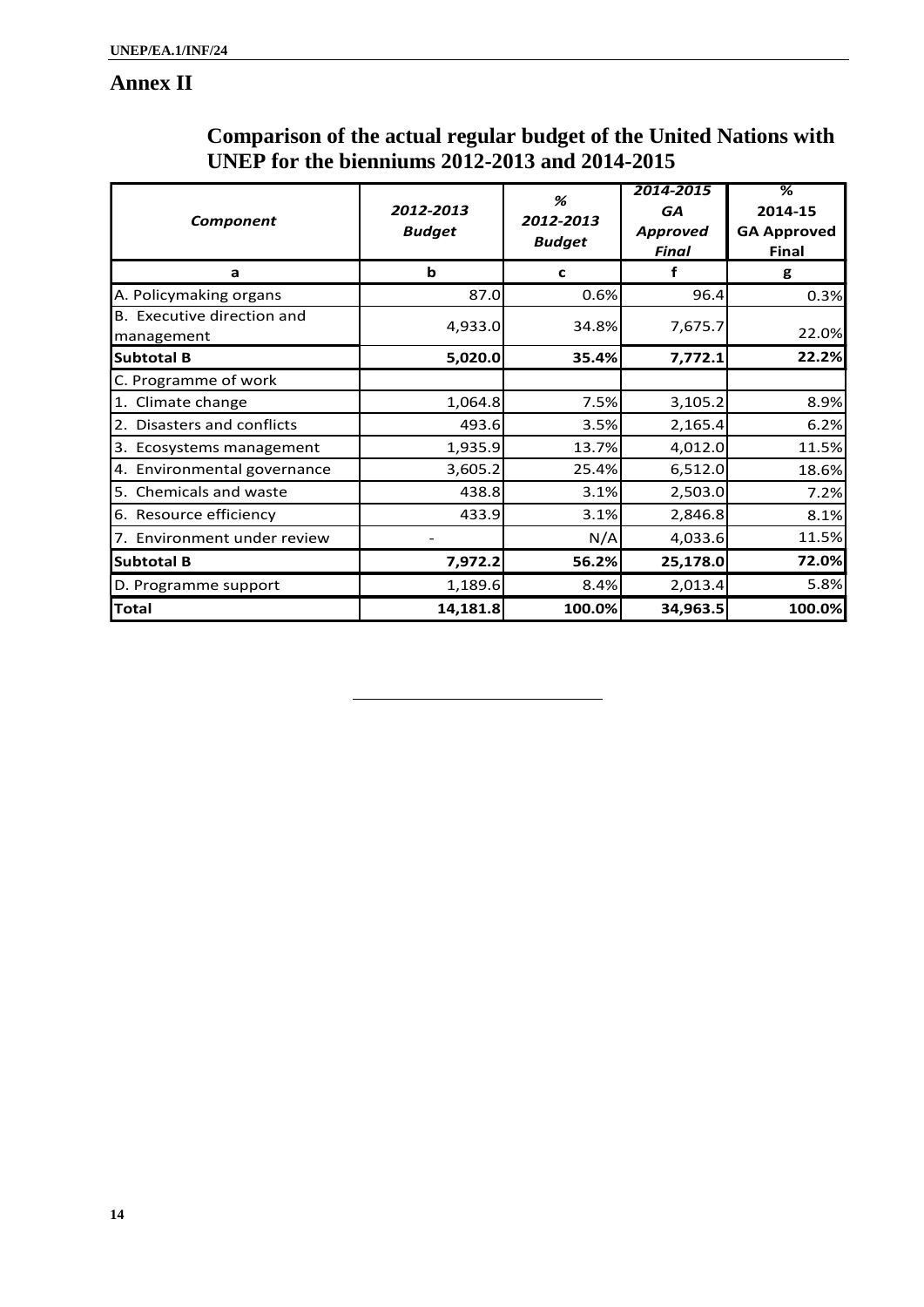# Annex II

## Comparison of the actual regular budget of the United Nations with UNEP for the bienniums 2012-2013 and 2014-2015

| *Component* | *2012-2013 Budget* | *% 2012-2013 Budget* | *2014-2015 GA Approved Final* | **% 2014-15 GA Approved Final** |
|---|---|---|---|---|
| **a** | **b** | **c** | **f** | **g** |
| A. Policymaking organs | 87.0 | 0.6% | 96.4 | 0.3% |
| B. Executive direction and management | 4,933.0 | 34.8% | 7,675.7 | 22.0% |
| **Subtotal B** | **5,020.0** | **35.4%** | **7,772.1** | **22.2%** |
| C. Programme of work | | | | |
| 1. Climate change | 1,064.8 | 7.5% | 3,105.2 | 8.9% |
| 2. Disasters and conflicts | 493.6 | 3.5% | 2,165.4 | 6.2% |
| 3. Ecosystems management | 1,935.9 | 13.7% | 4,012.0 | 11.5% |
| 4. Environmental governance | 3,605.2 | 25.4% | 6,512.0 | 18.6% |
| 5. Chemicals and waste | 438.8 | 3.1% | 2,503.0 | 7.2% |
| 6. Resource efficiency | 433.9 | 3.1% | 2,846.8 | 8.1% |
| 7. Environment under review | - | N/A | 4,033.6 | 11.5% |
| **Subtotal B** | **7,972.2** | **56.2%** | **25,178.0** | **72.0%** |
| D. Programme support | 1,189.6 | 8.4% | 2,013.4 | 5.8% |
| **Total** | **14,181.8** | **100.0%** | **34,963.5** | **100.0%** |